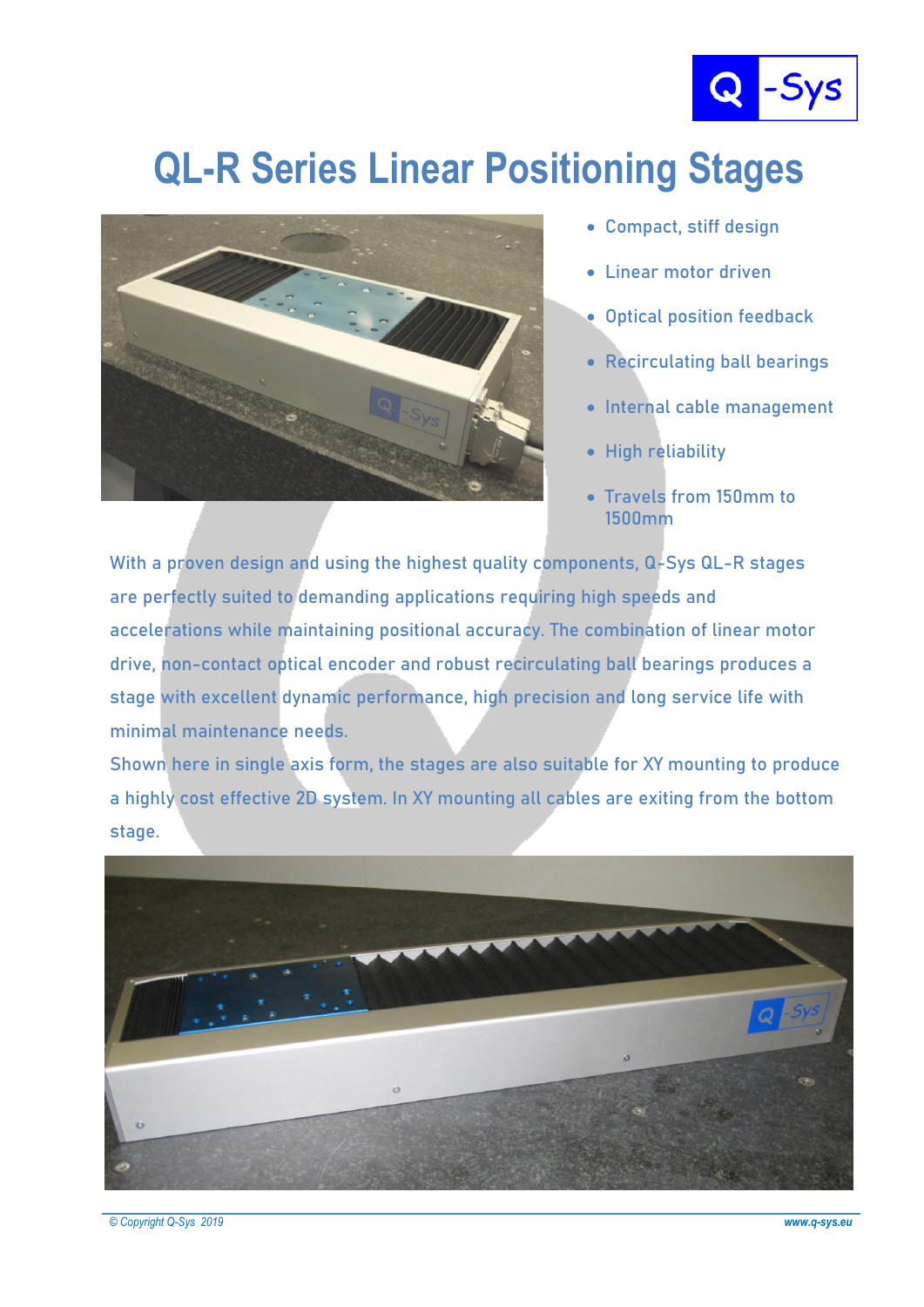# QL-R Series Linear Positioning Stages

- Compact, stiff design
- Linear motor driven
- Optical position feedback
- Recirculating ball bearings
- Internal cable management
- High reliability
- Travels from 150mm to 1500mm

With a proven design and using the highest quality components, Q-Sys QL-R stages are perfectly suited to demanding applications requiring high speeds and accelerations while maintaining positional accuracy. The combination of linear motor drive, non-contact optical encoder and robust recirculating ball bearings produces a stage with excellent dynamic performance, high precision and long service life with minimal maintenance needs.

Shown here in single axis form, the stages are also suitable for XY mounting to produce a highly cost effective 2D system. In XY mounting all cables are exiting from the bottom stage.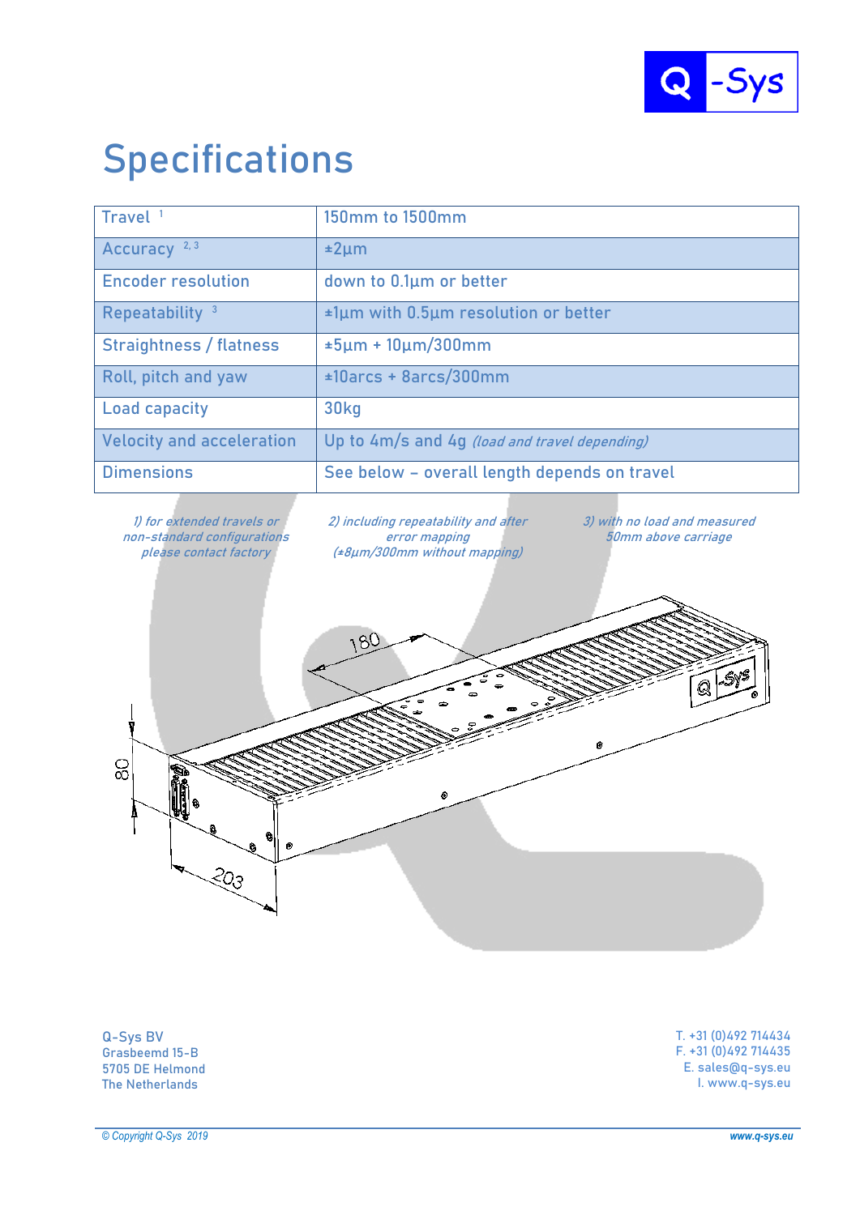# Specifications

| | |
|---|---|
| Travel [1] | 150mm to 1500mm |
| Accuracy [2, 3] | ±2µm |
| Encoder resolution | down to 0.1µm or better |
| Repeatability [3] | ±1µm with 0.5µm resolution or better |
| Straightness / flatness | ±5µm + 10µm/300mm |
| Roll, pitch and yaw | ±10arcs + 8arcs/300mm |
| Load capacity | 30kg |
| Velocity and acceleration | Up to 4m/s and 4g *(load and travel depending)* |
| Dimensions | See below – overall length depends on travel |

*1) for extended travels or non-standard configurations please contact factory*

*2) including repeatability and after error mapping (±8µm/300mm without mapping)*

*3) with no load and measured 50mm above carriage*

180

80

203

Q-Sys BV
Grasbeemd 15-B
5705 DE Helmond
The Netherlands

T. +31 (0)492 714434
F. +31 (0)492 714435
E. sales@q-sys.eu
I. www.q-sys.eu

© Copyright Q-Sys 2019